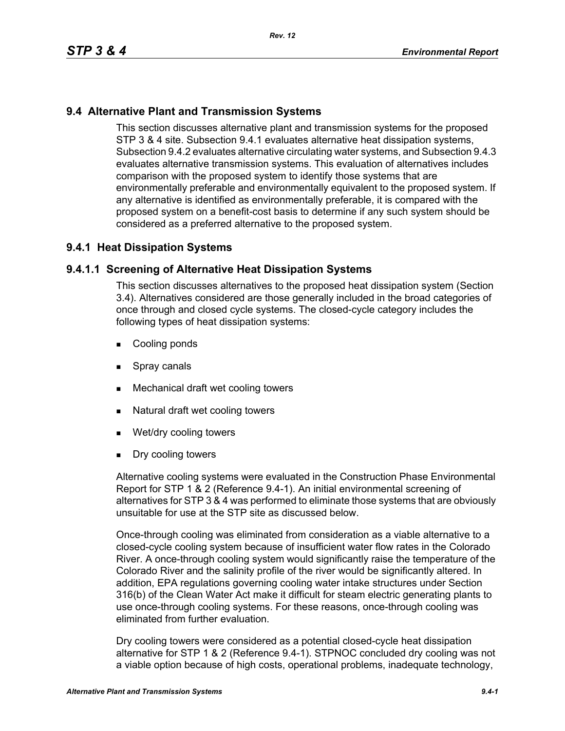## 9.4 Alternative Plant and Transmission Systems

This section discusses alternative plant and transmission systems for the proposed STP 3 & 4 site. Subsection 9.4.1 evaluates alternative heat dissipation systems, Subsection 9.4.2 evaluates alternative circulating water systems, and Subsection 9.4.3 evaluates alternative transmission systems. This evaluation of alternatives includes comparison with the proposed system to identify those systems that are environmentally preferable and environmentally equivalent to the proposed system. If any alternative is identified as environmentally preferable, it is compared with the proposed system on a benefit-cost basis to determine if any such system should be considered as a preferred alternative to the proposed system.

### 9.4.1 Heat Dissipation Systems

#### 9.4.1.1 Screening of Alternative Heat Dissipation Systems

This section discusses alternatives to the proposed heat dissipation system (Section 3.4). Alternatives considered are those generally included in the broad categories of once through and closed cycle systems. The closed-cycle category includes the following types of heat dissipation systems:

- Cooling ponds
- Spray canals
- Mechanical draft wet cooling towers
- Natural draft wet cooling towers
- Wet/dry cooling towers
- Dry cooling towers

Alternative cooling systems were evaluated in the Construction Phase Environmental Report for STP 1 & 2 (Reference 9.4-1). An initial environmental screening of alternatives for STP 3 & 4 was performed to eliminate those systems that are obviously unsuitable for use at the STP site as discussed below.

Once-through cooling was eliminated from consideration as a viable alternative to a closed-cycle cooling system because of insufficient water flow rates in the Colorado River. A once-through cooling system would significantly raise the temperature of the Colorado River and the salinity profile of the river would be significantly altered. In addition, EPA regulations governing cooling water intake structures under Section 316(b) of the Clean Water Act make it difficult for steam electric generating plants to use once-through cooling systems. For these reasons, once-through cooling was eliminated from further evaluation.

Dry cooling towers were considered as a potential closed-cycle heat dissipation alternative for STP 1 & 2 (Reference 9.4-1). STPNOC concluded dry cooling was not a viable option because of high costs, operational problems, inadequate technology,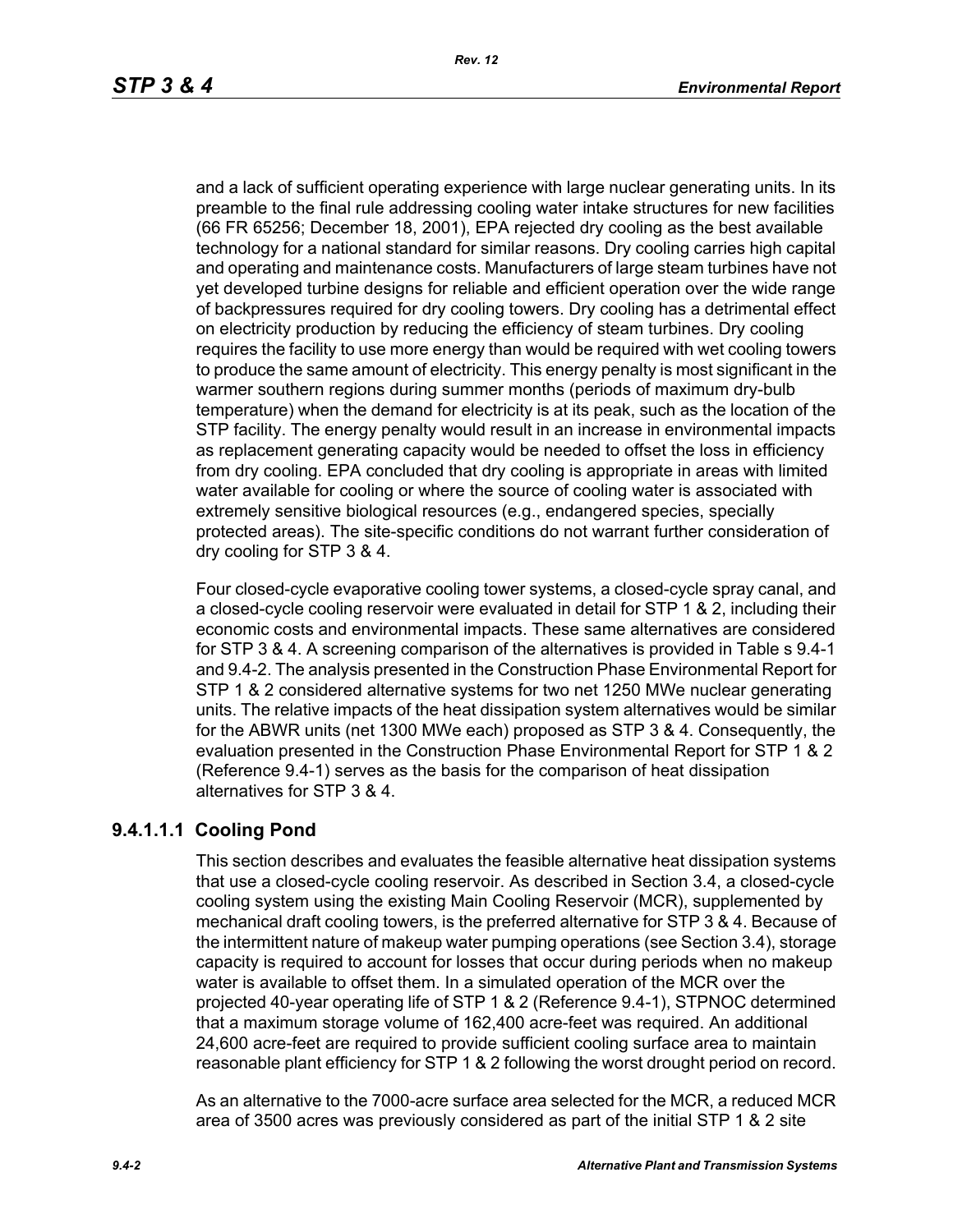and a lack of sufficient operating experience with large nuclear generating units. In its preamble to the final rule addressing cooling water intake structures for new facilities (66 FR 65256; December 18, 2001), EPA rejected dry cooling as the best available technology for a national standard for similar reasons. Dry cooling carries high capital and operating and maintenance costs. Manufacturers of large steam turbines have not yet developed turbine designs for reliable and efficient operation over the wide range of backpressures required for dry cooling towers. Dry cooling has a detrimental effect on electricity production by reducing the efficiency of steam turbines. Dry cooling requires the facility to use more energy than would be required with wet cooling towers to produce the same amount of electricity. This energy penalty is most significant in the warmer southern regions during summer months (periods of maximum dry-bulb temperature) when the demand for electricity is at its peak, such as the location of the STP facility. The energy penalty would result in an increase in environmental impacts as replacement generating capacity would be needed to offset the loss in efficiency from dry cooling. EPA concluded that dry cooling is appropriate in areas with limited water available for cooling or where the source of cooling water is associated with extremely sensitive biological resources (e.g., endangered species, specially protected areas). The site-specific conditions do not warrant further consideration of dry cooling for STP 3 & 4.

Four closed-cycle evaporative cooling tower systems, a closed-cycle spray canal, and a closed-cycle cooling reservoir were evaluated in detail for STP 1 & 2, including their economic costs and environmental impacts. These same alternatives are considered for STP 3 & 4. A screening comparison of the alternatives is provided in Table s 9.4-1 and 9.4-2. The analysis presented in the Construction Phase Environmental Report for STP 1 & 2 considered alternative systems for two net 1250 MWe nuclear generating units. The relative impacts of the heat dissipation system alternatives would be similar for the ABWR units (net 1300 MWe each) proposed as STP 3 & 4. Consequently, the evaluation presented in the Construction Phase Environmental Report for STP 1 & 2 (Reference 9.4-1) serves as the basis for the comparison of heat dissipation alternatives for STP 3 & 4.

#### 9.4.1.1.1 Cooling Pond

This section describes and evaluates the feasible alternative heat dissipation systems that use a closed-cycle cooling reservoir. As described in Section 3.4, a closed-cycle cooling system using the existing Main Cooling Reservoir (MCR), supplemented by mechanical draft cooling towers, is the preferred alternative for STP 3 & 4. Because of the intermittent nature of makeup water pumping operations (see Section 3.4), storage capacity is required to account for losses that occur during periods when no makeup water is available to offset them. In a simulated operation of the MCR over the projected 40-year operating life of STP 1 & 2 (Reference 9.4-1), STPNOC determined that a maximum storage volume of 162,400 acre-feet was required. An additional 24,600 acre-feet are required to provide sufficient cooling surface area to maintain reasonable plant efficiency for STP 1 & 2 following the worst drought period on record.

As an alternative to the 7000-acre surface area selected for the MCR, a reduced MCR area of 3500 acres was previously considered as part of the initial STP 1 & 2 site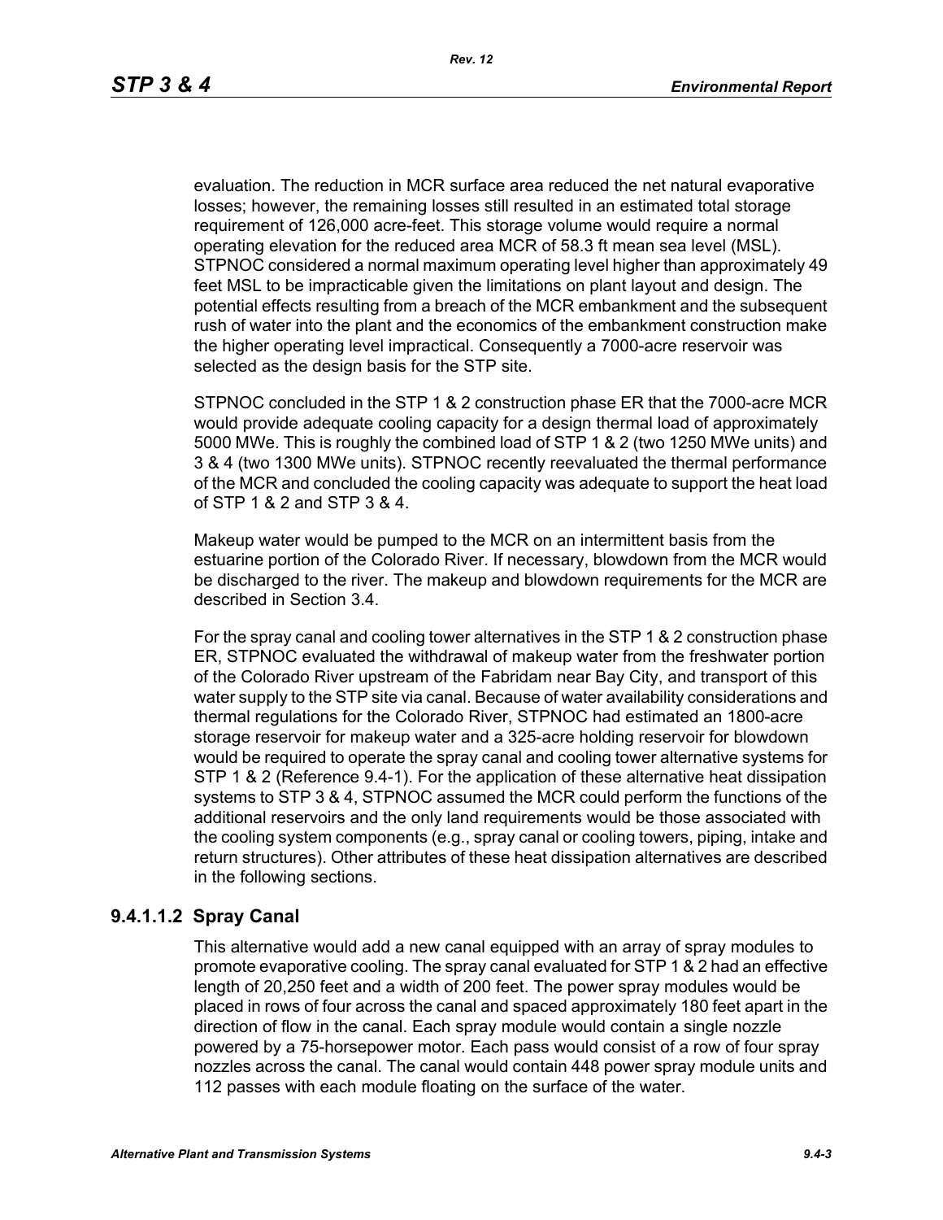evaluation. The reduction in MCR surface area reduced the net natural evaporative losses; however, the remaining losses still resulted in an estimated total storage requirement of 126,000 acre-feet. This storage volume would require a normal operating elevation for the reduced area MCR of 58.3 ft mean sea level (MSL). STPNOC considered a normal maximum operating level higher than approximately 49 feet MSL to be impracticable given the limitations on plant layout and design. The potential effects resulting from a breach of the MCR embankment and the subsequent rush of water into the plant and the economics of the embankment construction make the higher operating level impractical. Consequently a 7000-acre reservoir was selected as the design basis for the STP site.

STPNOC concluded in the STP 1 & 2 construction phase ER that the 7000-acre MCR would provide adequate cooling capacity for a design thermal load of approximately 5000 MWe. This is roughly the combined load of STP 1 & 2 (two 1250 MWe units) and 3 & 4 (two 1300 MWe units). STPNOC recently reevaluated the thermal performance of the MCR and concluded the cooling capacity was adequate to support the heat load of STP 1 & 2 and STP 3 & 4.

Makeup water would be pumped to the MCR on an intermittent basis from the estuarine portion of the Colorado River. If necessary, blowdown from the MCR would be discharged to the river. The makeup and blowdown requirements for the MCR are described in Section 3.4.

For the spray canal and cooling tower alternatives in the STP 1 & 2 construction phase ER, STPNOC evaluated the withdrawal of makeup water from the freshwater portion of the Colorado River upstream of the Fabridam near Bay City, and transport of this water supply to the STP site via canal. Because of water availability considerations and thermal regulations for the Colorado River, STPNOC had estimated an 1800-acre storage reservoir for makeup water and a 325-acre holding reservoir for blowdown would be required to operate the spray canal and cooling tower alternative systems for STP 1 & 2 (Reference 9.4-1). For the application of these alternative heat dissipation systems to STP 3 & 4, STPNOC assumed the MCR could perform the functions of the additional reservoirs and the only land requirements would be those associated with the cooling system components (e.g., spray canal or cooling towers, piping, intake and return structures). Other attributes of these heat dissipation alternatives are described in the following sections.

### 9.4.1.1.2 Spray Canal

This alternative would add a new canal equipped with an array of spray modules to promote evaporative cooling. The spray canal evaluated for STP 1 & 2 had an effective length of 20,250 feet and a width of 200 feet. The power spray modules would be placed in rows of four across the canal and spaced approximately 180 feet apart in the direction of flow in the canal. Each spray module would contain a single nozzle powered by a 75-horsepower motor. Each pass would consist of a row of four spray nozzles across the canal. The canal would contain 448 power spray module units and 112 passes with each module floating on the surface of the water.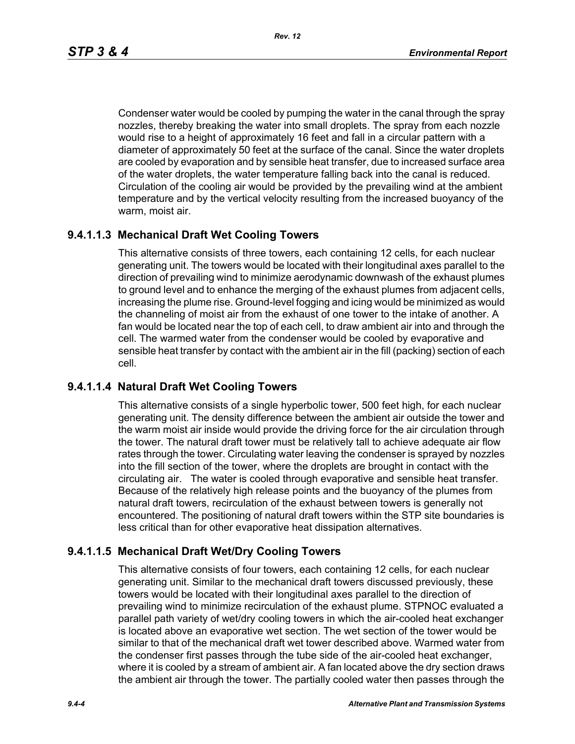Condenser water would be cooled by pumping the water in the canal through the spray nozzles, thereby breaking the water into small droplets. The spray from each nozzle would rise to a height of approximately 16 feet and fall in a circular pattern with a diameter of approximately 50 feet at the surface of the canal. Since the water droplets are cooled by evaporation and by sensible heat transfer, due to increased surface area of the water droplets, the water temperature falling back into the canal is reduced. Circulation of the cooling air would be provided by the prevailing wind at the ambient temperature and by the vertical velocity resulting from the increased buoyancy of the warm, moist air.

### 9.4.1.1.3 Mechanical Draft Wet Cooling Towers

This alternative consists of three towers, each containing 12 cells, for each nuclear generating unit. The towers would be located with their longitudinal axes parallel to the direction of prevailing wind to minimize aerodynamic downwash of the exhaust plumes to ground level and to enhance the merging of the exhaust plumes from adjacent cells, increasing the plume rise. Ground-level fogging and icing would be minimized as would the channeling of moist air from the exhaust of one tower to the intake of another. A fan would be located near the top of each cell, to draw ambient air into and through the cell. The warmed water from the condenser would be cooled by evaporative and sensible heat transfer by contact with the ambient air in the fill (packing) section of each cell.

### 9.4.1.1.4 Natural Draft Wet Cooling Towers

This alternative consists of a single hyperbolic tower, 500 feet high, for each nuclear generating unit. The density difference between the ambient air outside the tower and the warm moist air inside would provide the driving force for the air circulation through the tower. The natural draft tower must be relatively tall to achieve adequate air flow rates through the tower. Circulating water leaving the condenser is sprayed by nozzles into the fill section of the tower, where the droplets are brought in contact with the circulating air. The water is cooled through evaporative and sensible heat transfer. Because of the relatively high release points and the buoyancy of the plumes from natural draft towers, recirculation of the exhaust between towers is generally not encountered. The positioning of natural draft towers within the STP site boundaries is less critical than for other evaporative heat dissipation alternatives.

### 9.4.1.1.5 Mechanical Draft Wet/Dry Cooling Towers

This alternative consists of four towers, each containing 12 cells, for each nuclear generating unit. Similar to the mechanical draft towers discussed previously, these towers would be located with their longitudinal axes parallel to the direction of prevailing wind to minimize recirculation of the exhaust plume. STPNOC evaluated a parallel path variety of wet/dry cooling towers in which the air-cooled heat exchanger is located above an evaporative wet section. The wet section of the tower would be similar to that of the mechanical draft wet tower described above. Warmed water from the condenser first passes through the tube side of the air-cooled heat exchanger, where it is cooled by a stream of ambient air. A fan located above the dry section draws the ambient air through the tower. The partially cooled water then passes through the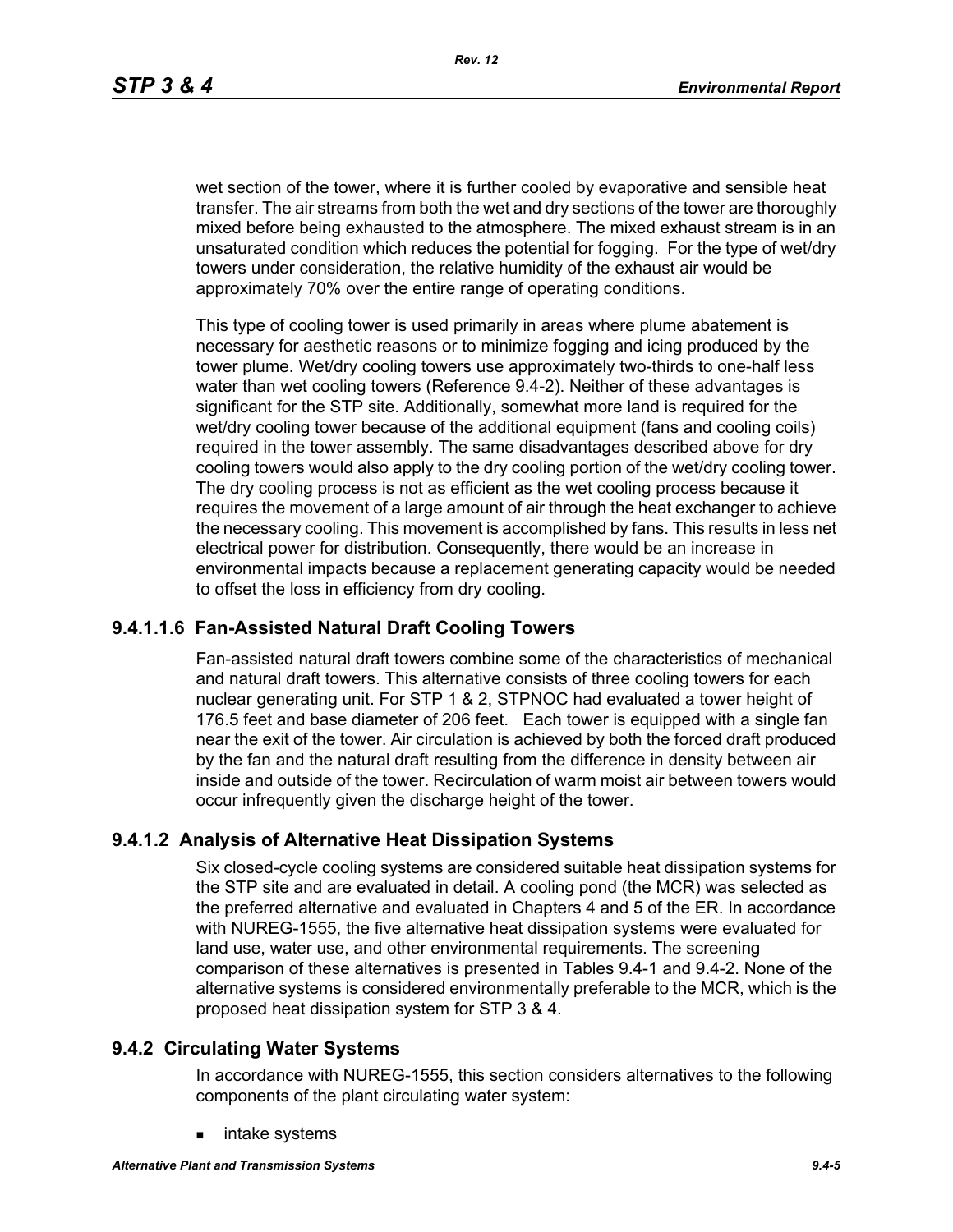wet section of the tower, where it is further cooled by evaporative and sensible heat transfer. The air streams from both the wet and dry sections of the tower are thoroughly mixed before being exhausted to the atmosphere. The mixed exhaust stream is in an unsaturated condition which reduces the potential for fogging. For the type of wet/dry towers under consideration, the relative humidity of the exhaust air would be approximately 70% over the entire range of operating conditions.

This type of cooling tower is used primarily in areas where plume abatement is necessary for aesthetic reasons or to minimize fogging and icing produced by the tower plume. Wet/dry cooling towers use approximately two-thirds to one-half less water than wet cooling towers (Reference 9.4-2). Neither of these advantages is significant for the STP site. Additionally, somewhat more land is required for the wet/dry cooling tower because of the additional equipment (fans and cooling coils) required in the tower assembly. The same disadvantages described above for dry cooling towers would also apply to the dry cooling portion of the wet/dry cooling tower. The dry cooling process is not as efficient as the wet cooling process because it requires the movement of a large amount of air through the heat exchanger to achieve the necessary cooling. This movement is accomplished by fans. This results in less net electrical power for distribution. Consequently, there would be an increase in environmental impacts because a replacement generating capacity would be needed to offset the loss in efficiency from dry cooling.

#### 9.4.1.1.6 Fan-Assisted Natural Draft Cooling Towers

Fan-assisted natural draft towers combine some of the characteristics of mechanical and natural draft towers. This alternative consists of three cooling towers for each nuclear generating unit. For STP 1 & 2, STPNOC had evaluated a tower height of 176.5 feet and base diameter of 206 feet. Each tower is equipped with a single fan near the exit of the tower. Air circulation is achieved by both the forced draft produced by the fan and the natural draft resulting from the difference in density between air inside and outside of the tower. Recirculation of warm moist air between towers would occur infrequently given the discharge height of the tower.

### 9.4.1.2 Analysis of Alternative Heat Dissipation Systems

Six closed-cycle cooling systems are considered suitable heat dissipation systems for the STP site and are evaluated in detail. A cooling pond (the MCR) was selected as the preferred alternative and evaluated in Chapters 4 and 5 of the ER. In accordance with NUREG-1555, the five alternative heat dissipation systems were evaluated for land use, water use, and other environmental requirements. The screening comparison of these alternatives is presented in Tables 9.4-1 and 9.4-2. None of the alternative systems is considered environmentally preferable to the MCR, which is the proposed heat dissipation system for STP 3 & 4.

## 9.4.2 Circulating Water Systems

In accordance with NUREG-1555, this section considers alternatives to the following components of the plant circulating water system:

- intake systems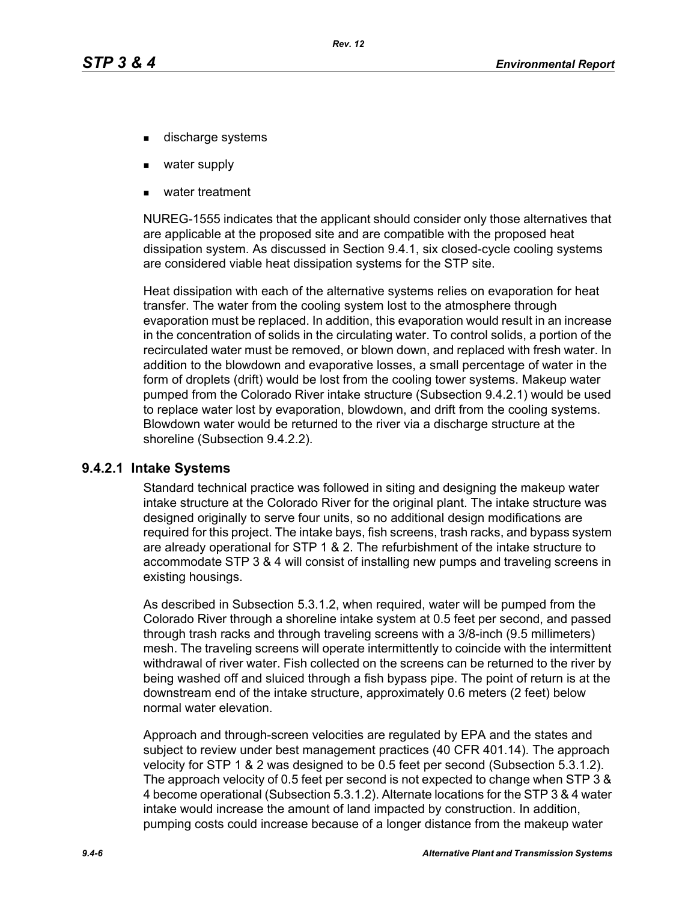- discharge systems
- water supply
- water treatment

NUREG-1555 indicates that the applicant should consider only those alternatives that are applicable at the proposed site and are compatible with the proposed heat dissipation system. As discussed in Section 9.4.1, six closed-cycle cooling systems are considered viable heat dissipation systems for the STP site.

Heat dissipation with each of the alternative systems relies on evaporation for heat transfer. The water from the cooling system lost to the atmosphere through evaporation must be replaced. In addition, this evaporation would result in an increase in the concentration of solids in the circulating water. To control solids, a portion of the recirculated water must be removed, or blown down, and replaced with fresh water. In addition to the blowdown and evaporative losses, a small percentage of water in the form of droplets (drift) would be lost from the cooling tower systems. Makeup water pumped from the Colorado River intake structure (Subsection 9.4.2.1) would be used to replace water lost by evaporation, blowdown, and drift from the cooling systems. Blowdown water would be returned to the river via a discharge structure at the shoreline (Subsection 9.4.2.2).

### 9.4.2.1 Intake Systems

Standard technical practice was followed in siting and designing the makeup water intake structure at the Colorado River for the original plant. The intake structure was designed originally to serve four units, so no additional design modifications are required for this project. The intake bays, fish screens, trash racks, and bypass system are already operational for STP 1 & 2. The refurbishment of the intake structure to accommodate STP 3 & 4 will consist of installing new pumps and traveling screens in existing housings.

As described in Subsection 5.3.1.2, when required, water will be pumped from the Colorado River through a shoreline intake system at 0.5 feet per second, and passed through trash racks and through traveling screens with a 3/8-inch (9.5 millimeters) mesh. The traveling screens will operate intermittently to coincide with the intermittent withdrawal of river water. Fish collected on the screens can be returned to the river by being washed off and sluiced through a fish bypass pipe. The point of return is at the downstream end of the intake structure, approximately 0.6 meters (2 feet) below normal water elevation.

Approach and through-screen velocities are regulated by EPA and the states and subject to review under best management practices (40 CFR 401.14). The approach velocity for STP 1 & 2 was designed to be 0.5 feet per second (Subsection 5.3.1.2). The approach velocity of 0.5 feet per second is not expected to change when STP 3 & 4 become operational (Subsection 5.3.1.2). Alternate locations for the STP 3 & 4 water intake would increase the amount of land impacted by construction. In addition, pumping costs could increase because of a longer distance from the makeup water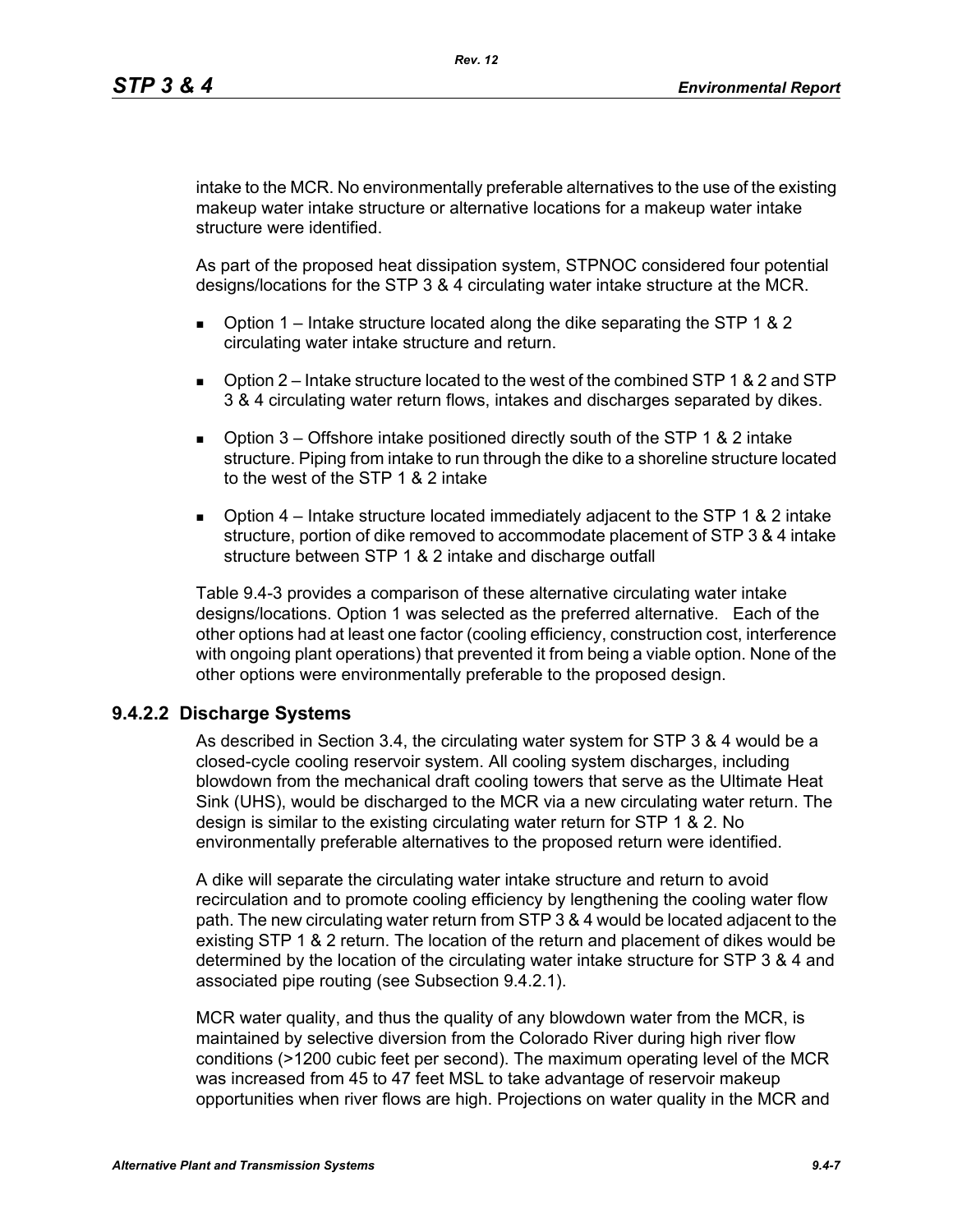intake to the MCR. No environmentally preferable alternatives to the use of the existing makeup water intake structure or alternative locations for a makeup water intake structure were identified.

As part of the proposed heat dissipation system, STPNOC considered four potential designs/locations for the STP 3 & 4 circulating water intake structure at the MCR.

- Option 1 – Intake structure located along the dike separating the STP 1 & 2 circulating water intake structure and return.
- Option 2 – Intake structure located to the west of the combined STP 1 & 2 and STP 3 & 4 circulating water return flows, intakes and discharges separated by dikes.
- Option 3 – Offshore intake positioned directly south of the STP 1 & 2 intake structure. Piping from intake to run through the dike to a shoreline structure located to the west of the STP 1 & 2 intake
- Option 4 – Intake structure located immediately adjacent to the STP 1 & 2 intake structure, portion of dike removed to accommodate placement of STP 3 & 4 intake structure between STP 1 & 2 intake and discharge outfall

Table 9.4-3 provides a comparison of these alternative circulating water intake designs/locations. Option 1 was selected as the preferred alternative. Each of the other options had at least one factor (cooling efficiency, construction cost, interference with ongoing plant operations) that prevented it from being a viable option. None of the other options were environmentally preferable to the proposed design.

### 9.4.2.2 Discharge Systems

As described in Section 3.4, the circulating water system for STP 3 & 4 would be a closed-cycle cooling reservoir system. All cooling system discharges, including blowdown from the mechanical draft cooling towers that serve as the Ultimate Heat Sink (UHS), would be discharged to the MCR via a new circulating water return. The design is similar to the existing circulating water return for STP 1 & 2. No environmentally preferable alternatives to the proposed return were identified.

A dike will separate the circulating water intake structure and return to avoid recirculation and to promote cooling efficiency by lengthening the cooling water flow path. The new circulating water return from STP 3 & 4 would be located adjacent to the existing STP 1 & 2 return. The location of the return and placement of dikes would be determined by the location of the circulating water intake structure for STP 3 & 4 and associated pipe routing (see Subsection 9.4.2.1).

MCR water quality, and thus the quality of any blowdown water from the MCR, is maintained by selective diversion from the Colorado River during high river flow conditions (>1200 cubic feet per second). The maximum operating level of the MCR was increased from 45 to 47 feet MSL to take advantage of reservoir makeup opportunities when river flows are high. Projections on water quality in the MCR and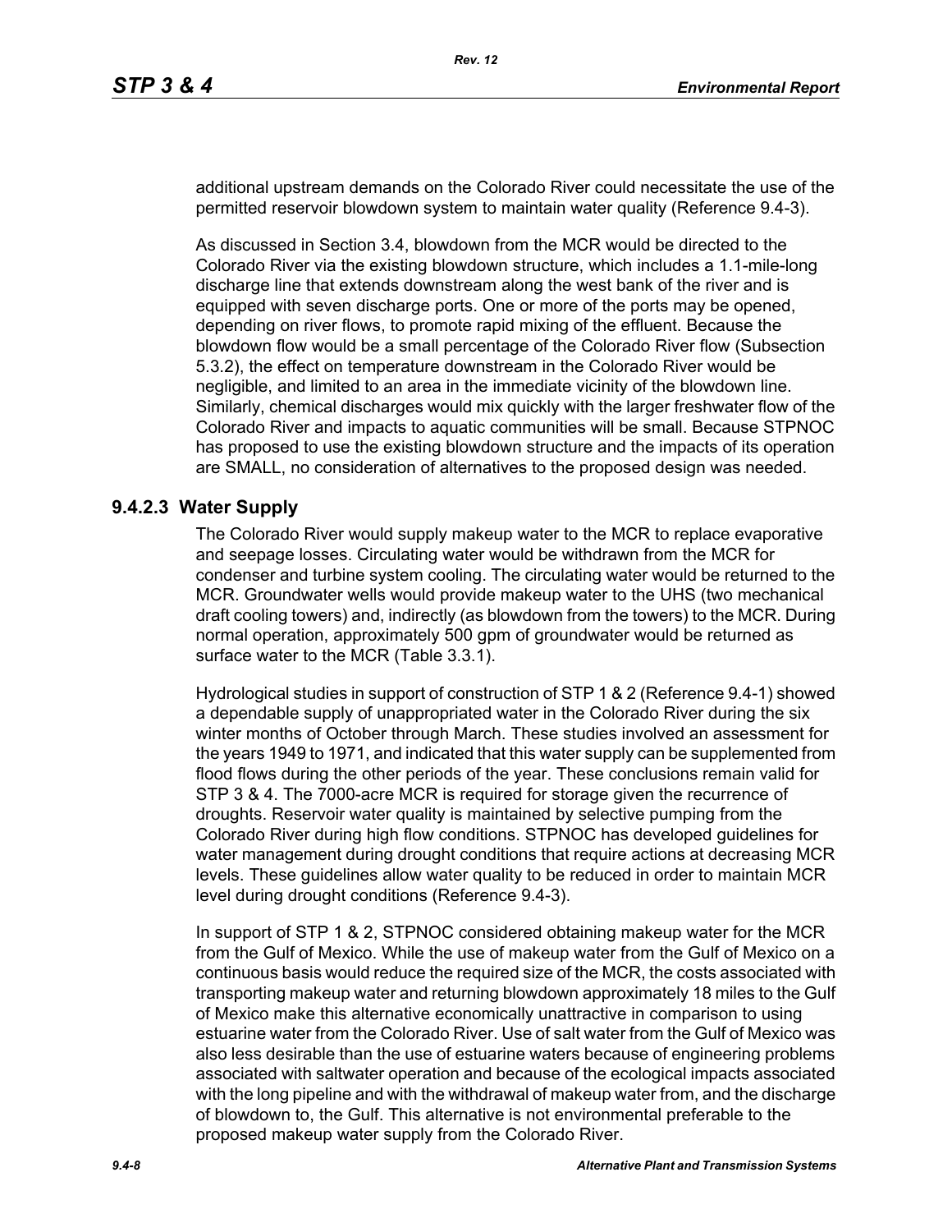additional upstream demands on the Colorado River could necessitate the use of the permitted reservoir blowdown system to maintain water quality (Reference 9.4-3).

As discussed in Section 3.4, blowdown from the MCR would be directed to the Colorado River via the existing blowdown structure, which includes a 1.1-mile-long discharge line that extends downstream along the west bank of the river and is equipped with seven discharge ports. One or more of the ports may be opened, depending on river flows, to promote rapid mixing of the effluent. Because the blowdown flow would be a small percentage of the Colorado River flow (Subsection 5.3.2), the effect on temperature downstream in the Colorado River would be negligible, and limited to an area in the immediate vicinity of the blowdown line. Similarly, chemical discharges would mix quickly with the larger freshwater flow of the Colorado River and impacts to aquatic communities will be small. Because STPNOC has proposed to use the existing blowdown structure and the impacts of its operation are SMALL, no consideration of alternatives to the proposed design was needed.

### 9.4.2.3 Water Supply

The Colorado River would supply makeup water to the MCR to replace evaporative and seepage losses. Circulating water would be withdrawn from the MCR for condenser and turbine system cooling. The circulating water would be returned to the MCR. Groundwater wells would provide makeup water to the UHS (two mechanical draft cooling towers) and, indirectly (as blowdown from the towers) to the MCR. During normal operation, approximately 500 gpm of groundwater would be returned as surface water to the MCR (Table 3.3.1).

Hydrological studies in support of construction of STP 1 & 2 (Reference 9.4-1) showed a dependable supply of unappropriated water in the Colorado River during the six winter months of October through March. These studies involved an assessment for the years 1949 to 1971, and indicated that this water supply can be supplemented from flood flows during the other periods of the year. These conclusions remain valid for STP 3 & 4. The 7000-acre MCR is required for storage given the recurrence of droughts. Reservoir water quality is maintained by selective pumping from the Colorado River during high flow conditions. STPNOC has developed guidelines for water management during drought conditions that require actions at decreasing MCR levels. These guidelines allow water quality to be reduced in order to maintain MCR level during drought conditions (Reference 9.4-3).

In support of STP 1 & 2, STPNOC considered obtaining makeup water for the MCR from the Gulf of Mexico. While the use of makeup water from the Gulf of Mexico on a continuous basis would reduce the required size of the MCR, the costs associated with transporting makeup water and returning blowdown approximately 18 miles to the Gulf of Mexico make this alternative economically unattractive in comparison to using estuarine water from the Colorado River. Use of salt water from the Gulf of Mexico was also less desirable than the use of estuarine waters because of engineering problems associated with saltwater operation and because of the ecological impacts associated with the long pipeline and with the withdrawal of makeup water from, and the discharge of blowdown to, the Gulf. This alternative is not environmental preferable to the proposed makeup water supply from the Colorado River.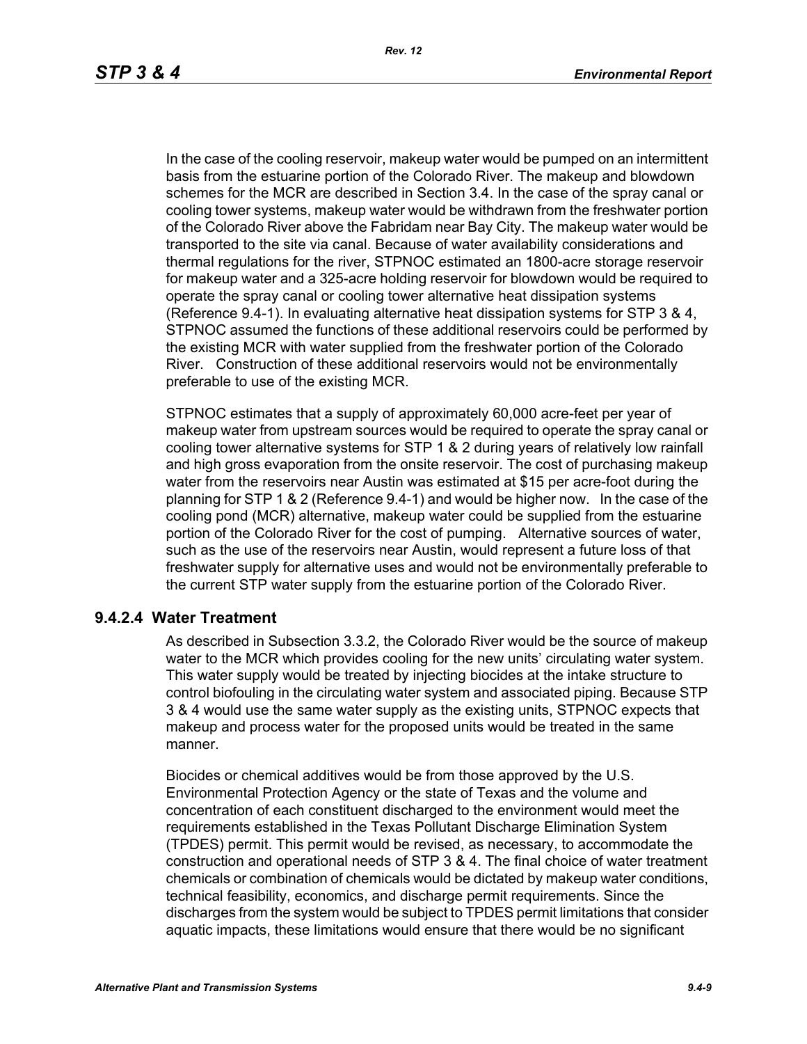In the case of the cooling reservoir, makeup water would be pumped on an intermittent basis from the estuarine portion of the Colorado River. The makeup and blowdown schemes for the MCR are described in Section 3.4. In the case of the spray canal or cooling tower systems, makeup water would be withdrawn from the freshwater portion of the Colorado River above the Fabridam near Bay City. The makeup water would be transported to the site via canal. Because of water availability considerations and thermal regulations for the river, STPNOC estimated an 1800-acre storage reservoir for makeup water and a 325-acre holding reservoir for blowdown would be required to operate the spray canal or cooling tower alternative heat dissipation systems (Reference 9.4-1). In evaluating alternative heat dissipation systems for STP 3 & 4, STPNOC assumed the functions of these additional reservoirs could be performed by the existing MCR with water supplied from the freshwater portion of the Colorado River. Construction of these additional reservoirs would not be environmentally preferable to use of the existing MCR.

STPNOC estimates that a supply of approximately 60,000 acre-feet per year of makeup water from upstream sources would be required to operate the spray canal or cooling tower alternative systems for STP 1 & 2 during years of relatively low rainfall and high gross evaporation from the onsite reservoir. The cost of purchasing makeup water from the reservoirs near Austin was estimated at $15 per acre-foot during the planning for STP 1 & 2 (Reference 9.4-1) and would be higher now. In the case of the cooling pond (MCR) alternative, makeup water could be supplied from the estuarine portion of the Colorado River for the cost of pumping. Alternative sources of water, such as the use of the reservoirs near Austin, would represent a future loss of that freshwater supply for alternative uses and would not be environmentally preferable to the current STP water supply from the estuarine portion of the Colorado River.

### 9.4.2.4 Water Treatment

As described in Subsection 3.3.2, the Colorado River would be the source of makeup water to the MCR which provides cooling for the new units' circulating water system. This water supply would be treated by injecting biocides at the intake structure to control biofouling in the circulating water system and associated piping. Because STP 3 & 4 would use the same water supply as the existing units, STPNOC expects that makeup and process water for the proposed units would be treated in the same manner.

Biocides or chemical additives would be from those approved by the U.S. Environmental Protection Agency or the state of Texas and the volume and concentration of each constituent discharged to the environment would meet the requirements established in the Texas Pollutant Discharge Elimination System (TPDES) permit. This permit would be revised, as necessary, to accommodate the construction and operational needs of STP 3 & 4. The final choice of water treatment chemicals or combination of chemicals would be dictated by makeup water conditions, technical feasibility, economics, and discharge permit requirements. Since the discharges from the system would be subject to TPDES permit limitations that consider aquatic impacts, these limitations would ensure that there would be no significant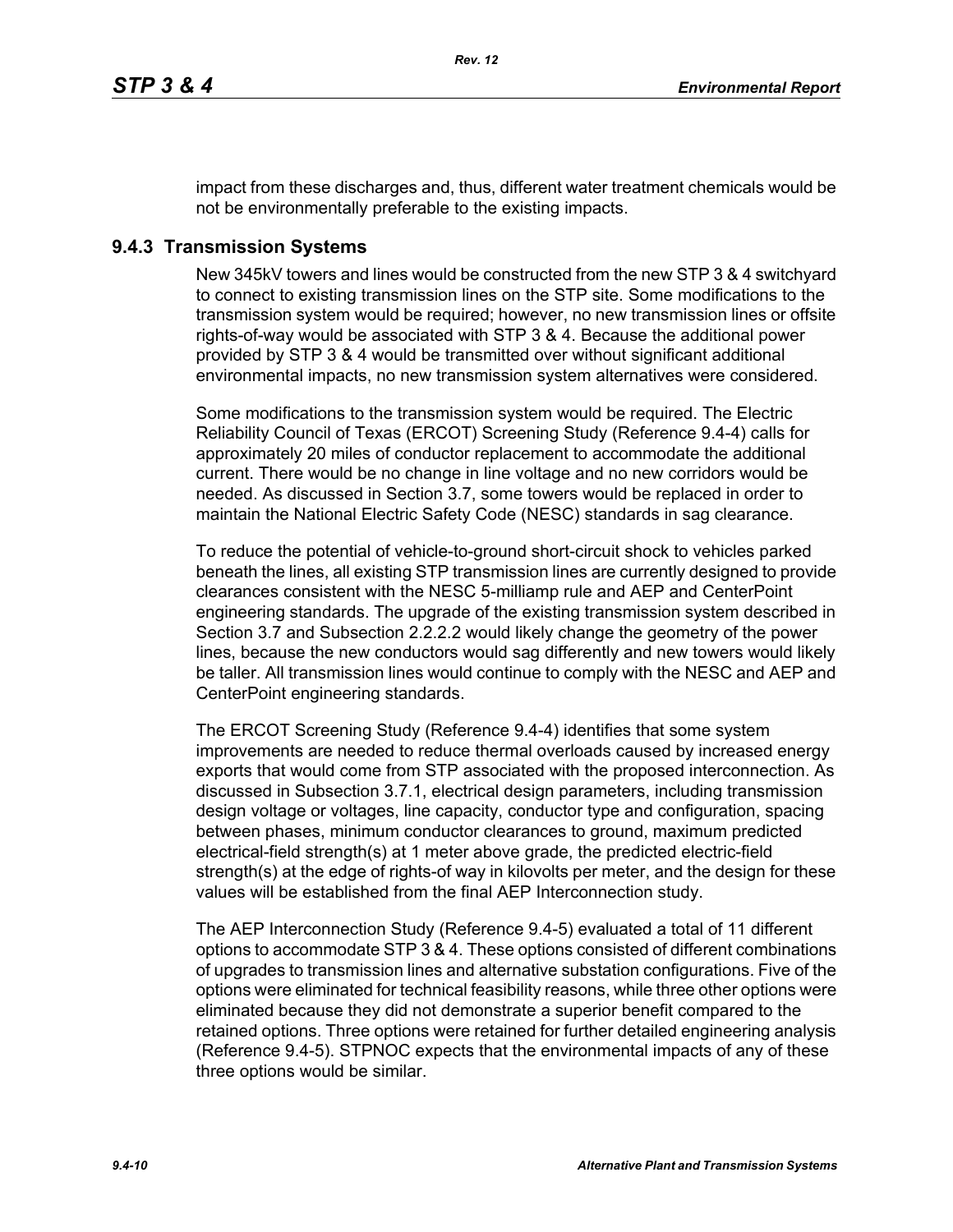impact from these discharges and, thus, different water treatment chemicals would be not be environmentally preferable to the existing impacts.

### 9.4.3 Transmission Systems

New 345kV towers and lines would be constructed from the new STP 3 & 4 switchyard to connect to existing transmission lines on the STP site. Some modifications to the transmission system would be required; however, no new transmission lines or offsite rights-of-way would be associated with STP 3 & 4. Because the additional power provided by STP 3 & 4 would be transmitted over without significant additional environmental impacts, no new transmission system alternatives were considered.

Some modifications to the transmission system would be required. The Electric Reliability Council of Texas (ERCOT) Screening Study (Reference 9.4-4) calls for approximately 20 miles of conductor replacement to accommodate the additional current. There would be no change in line voltage and no new corridors would be needed. As discussed in Section 3.7, some towers would be replaced in order to maintain the National Electric Safety Code (NESC) standards in sag clearance.

To reduce the potential of vehicle-to-ground short-circuit shock to vehicles parked beneath the lines, all existing STP transmission lines are currently designed to provide clearances consistent with the NESC 5-milliamp rule and AEP and CenterPoint engineering standards. The upgrade of the existing transmission system described in Section 3.7 and Subsection 2.2.2.2 would likely change the geometry of the power lines, because the new conductors would sag differently and new towers would likely be taller. All transmission lines would continue to comply with the NESC and AEP and CenterPoint engineering standards.

The ERCOT Screening Study (Reference 9.4-4) identifies that some system improvements are needed to reduce thermal overloads caused by increased energy exports that would come from STP associated with the proposed interconnection. As discussed in Subsection 3.7.1, electrical design parameters, including transmission design voltage or voltages, line capacity, conductor type and configuration, spacing between phases, minimum conductor clearances to ground, maximum predicted electrical-field strength(s) at 1 meter above grade, the predicted electric-field strength(s) at the edge of rights-of way in kilovolts per meter, and the design for these values will be established from the final AEP Interconnection study.

The AEP Interconnection Study (Reference 9.4-5) evaluated a total of 11 different options to accommodate STP 3 & 4. These options consisted of different combinations of upgrades to transmission lines and alternative substation configurations. Five of the options were eliminated for technical feasibility reasons, while three other options were eliminated because they did not demonstrate a superior benefit compared to the retained options. Three options were retained for further detailed engineering analysis (Reference 9.4-5). STPNOC expects that the environmental impacts of any of these three options would be similar.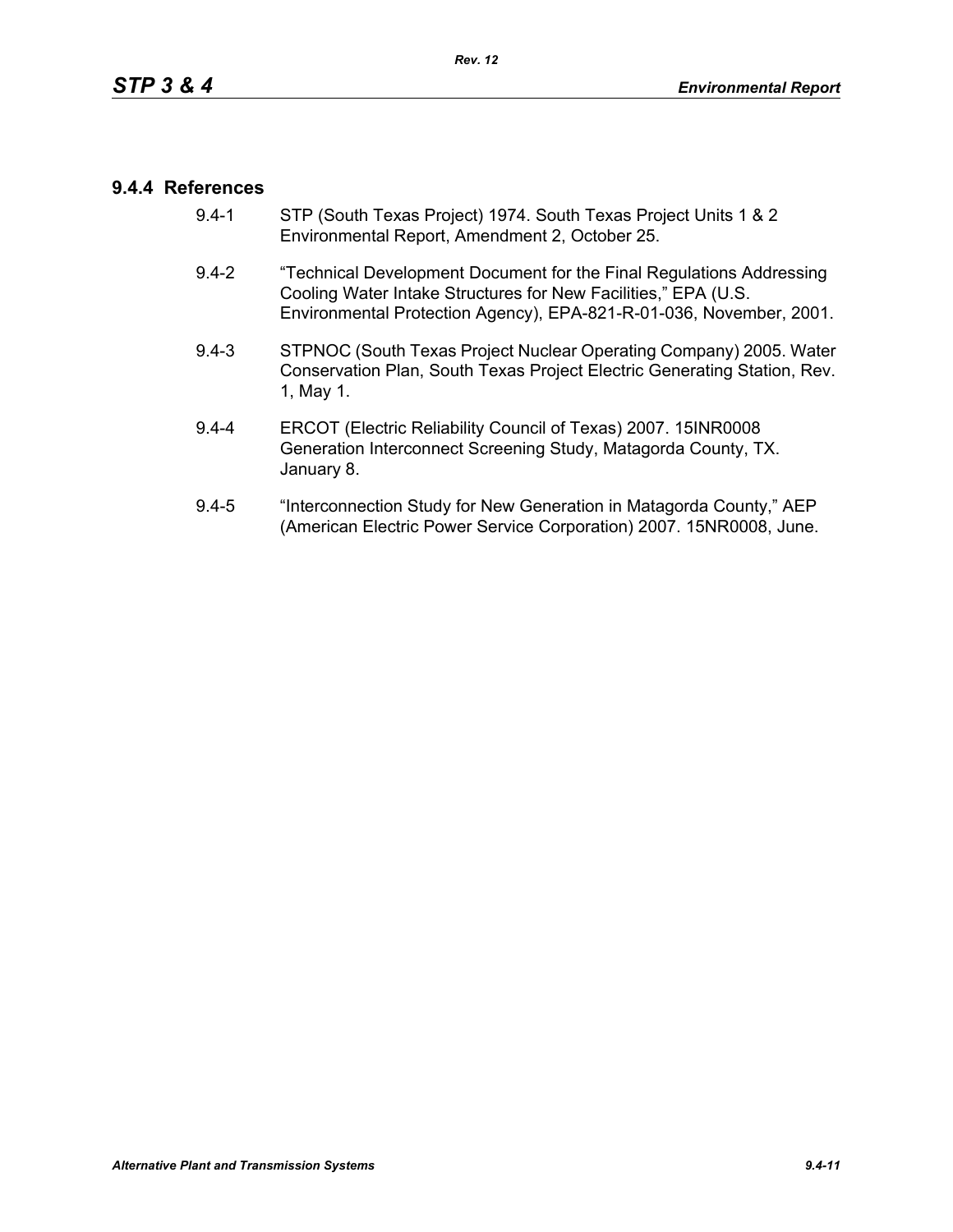### 9.4.4 References

9.4-1 STP (South Texas Project) 1974. South Texas Project Units 1 & 2 Environmental Report, Amendment 2, October 25.

9.4-2 "Technical Development Document for the Final Regulations Addressing Cooling Water Intake Structures for New Facilities," EPA (U.S. Environmental Protection Agency), EPA-821-R-01-036, November, 2001.

9.4-3 STPNOC (South Texas Project Nuclear Operating Company) 2005. Water Conservation Plan, South Texas Project Electric Generating Station, Rev. 1, May 1.

9.4-4 ERCOT (Electric Reliability Council of Texas) 2007. 15INR0008 Generation Interconnect Screening Study, Matagorda County, TX. January 8.

9.4-5 "Interconnection Study for New Generation in Matagorda County," AEP (American Electric Power Service Corporation) 2007. 15NR0008, June.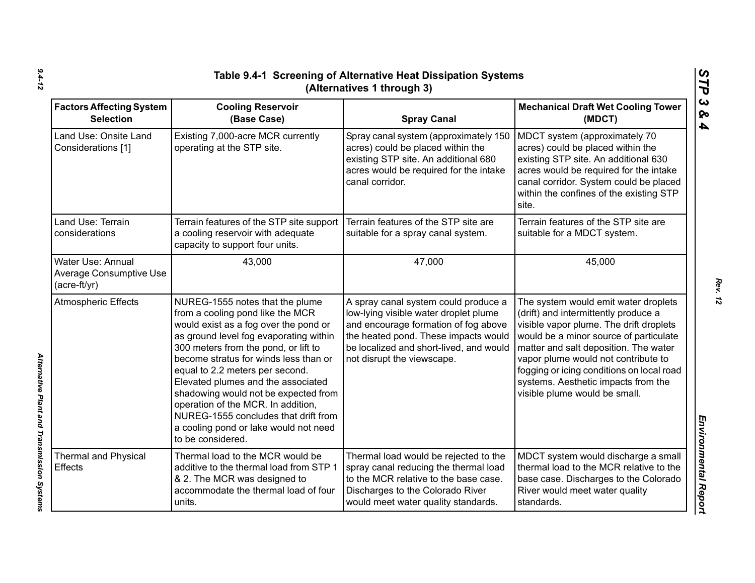## Table 9.4-1 Screening of Alternative Heat Dissipation Systems (Alternatives 1 through 3)

| Factors Affecting System Selection | Cooling Reservoir (Base Case) | Spray Canal | Mechanical Draft Wet Cooling Tower (MDCT) |
|---|---|---|---|
| Land Use: Onsite Land Considerations [1] | Existing 7,000-acre MCR currently operating at the STP site. | Spray canal system (approximately 150 acres) could be placed within the existing STP site. An additional 680 acres would be required for the intake canal corridor. | MDCT system (approximately 70 acres) could be placed within the existing STP site. An additional 630 acres would be required for the intake canal corridor. System could be placed within the confines of the existing STP site. |
| Land Use: Terrain considerations | Terrain features of the STP site support a cooling reservoir with adequate capacity to support four units. | Terrain features of the STP site are suitable for a spray canal system. | Terrain features of the STP site are suitable for a MDCT system. |
| Water Use: Annual Average Consumptive Use (acre-ft/yr) | 43,000 | 47,000 | 45,000 |
| Atmospheric Effects | NUREG-1555 notes that the plume from a cooling pond like the MCR would exist as a fog over the pond or as ground level fog evaporating within 300 meters from the pond, or lift to become stratus for winds less than or equal to 2.2 meters per second. Elevated plumes and the associated shadowing would not be expected from operation of the MCR. In addition, NUREG-1555 concludes that drift from a cooling pond or lake would not need to be considered. | A spray canal system could produce a low-lying visible water droplet plume and encourage formation of fog above the heated pond. These impacts would be localized and short-lived, and would not disrupt the viewscape. | The system would emit water droplets (drift) and intermittently produce a visible vapor plume. The drift droplets would be a minor source of particulate matter and salt deposition. The water vapor plume would not contribute to fogging or icing conditions on local road systems. Aesthetic impacts from the visible plume would be small. |
| Thermal and Physical Effects | Thermal load to the MCR would be additive to the thermal load from STP 1 & 2. The MCR was designed to accommodate the thermal load of four units. | Thermal load would be rejected to the spray canal reducing the thermal load to the MCR relative to the base case. Discharges to the Colorado River would meet water quality standards. | MDCT system would discharge a small thermal load to the MCR relative to the base case. Discharges to the Colorado River would meet water quality standards. |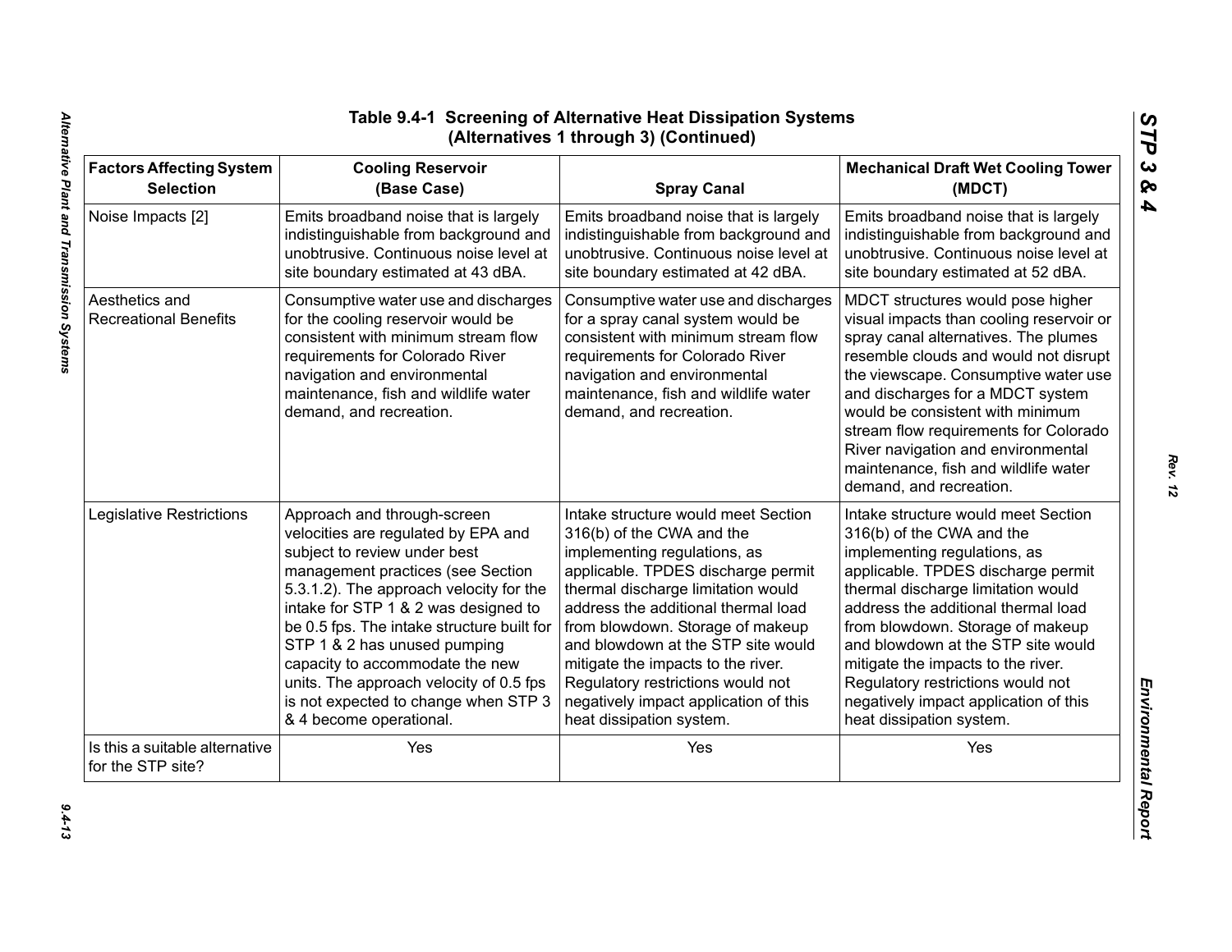## Table 9.4-1 Screening of Alternative Heat Dissipation Systems (Alternatives 1 through 3) (Continued)

| Factors Affecting System Selection | Cooling Reservoir (Base Case) | Spray Canal | Mechanical Draft Wet Cooling Tower (MDCT) |
|---|---|---|---|
| Noise Impacts [2] | Emits broadband noise that is largely indistinguishable from background and unobtrusive. Continuous noise level at site boundary estimated at 43 dBA. | Emits broadband noise that is largely indistinguishable from background and unobtrusive. Continuous noise level at site boundary estimated at 42 dBA. | Emits broadband noise that is largely indistinguishable from background and unobtrusive. Continuous noise level at site boundary estimated at 52 dBA. |
| Aesthetics and Recreational Benefits | Consumptive water use and discharges for the cooling reservoir would be consistent with minimum stream flow requirements for Colorado River navigation and environmental maintenance, fish and wildlife water demand, and recreation. | Consumptive water use and discharges for a spray canal system would be consistent with minimum stream flow requirements for Colorado River navigation and environmental maintenance, fish and wildlife water demand, and recreation. | MDCT structures would pose higher visual impacts than cooling reservoir or spray canal alternatives. The plumes resemble clouds and would not disrupt the viewscape. Consumptive water use and discharges for a MDCT system would be consistent with minimum stream flow requirements for Colorado River navigation and environmental maintenance, fish and wildlife water demand, and recreation. |
| Legislative Restrictions | Approach and through-screen velocities are regulated by EPA and subject to review under best management practices (see Section 5.3.1.2). The approach velocity for the intake for STP 1 & 2 was designed to be 0.5 fps. The intake structure built for STP 1 & 2 has unused pumping capacity to accommodate the new units. The approach velocity of 0.5 fps is not expected to change when STP 3 & 4 become operational. | Intake structure would meet Section 316(b) of the CWA and the implementing regulations, as applicable. TPDES discharge permit thermal discharge limitation would address the additional thermal load from blowdown. Storage of makeup and blowdown at the STP site would mitigate the impacts to the river. Regulatory restrictions would not negatively impact application of this heat dissipation system. | Intake structure would meet Section 316(b) of the CWA and the implementing regulations, as applicable. TPDES discharge permit thermal discharge limitation would address the additional thermal load from blowdown. Storage of makeup and blowdown at the STP site would mitigate the impacts to the river. Regulatory restrictions would not negatively impact application of this heat dissipation system. |
| Is this a suitable alternative for the STP site? | Yes | Yes | Yes |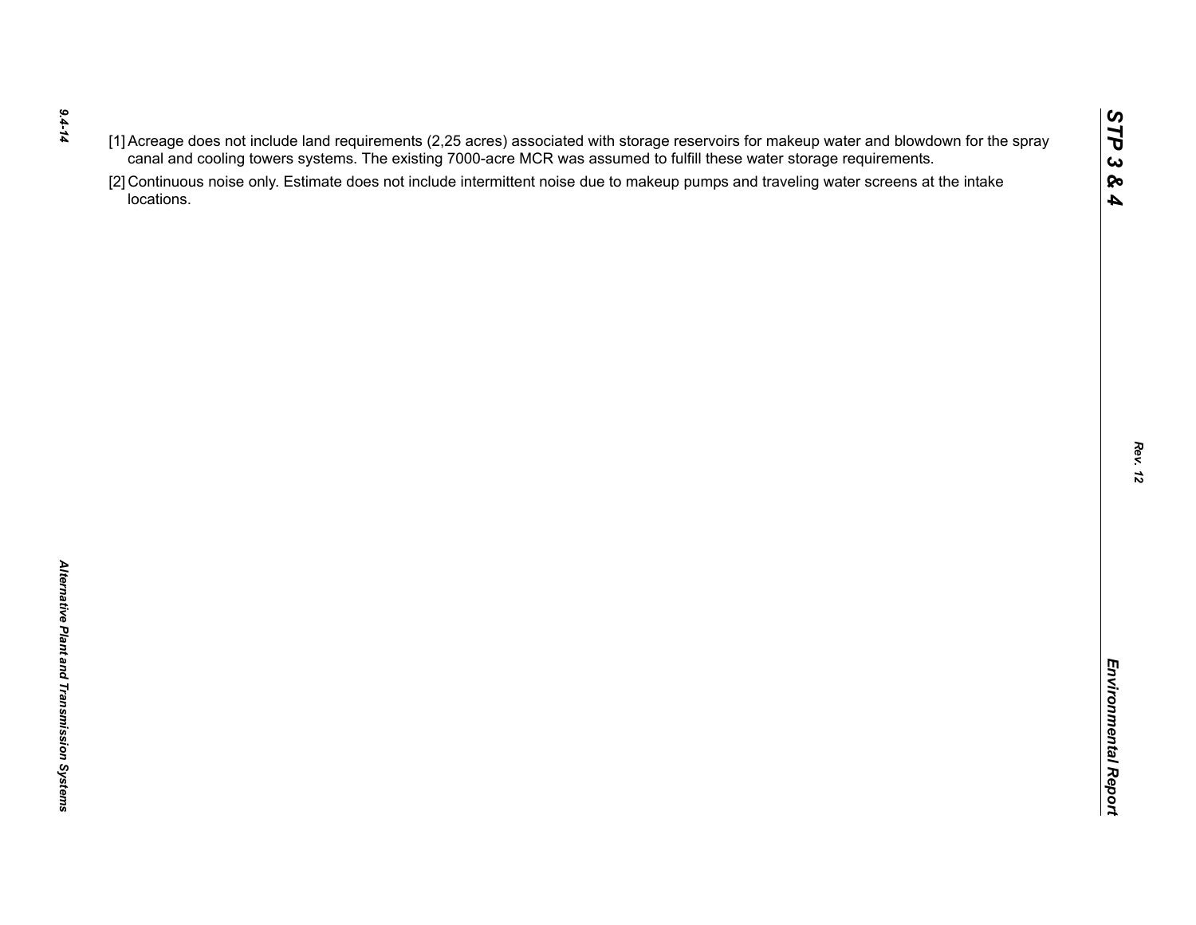[1] Acreage does not include land requirements (2,25 acres) associated with storage reservoirs for makeup water and blowdown for the spray canal and cooling towers systems. The existing 7000-acre MCR was assumed to fulfill these water storage requirements.

[2] Continuous noise only. Estimate does not include intermittent noise due to makeup pumps and traveling water screens at the intake locations.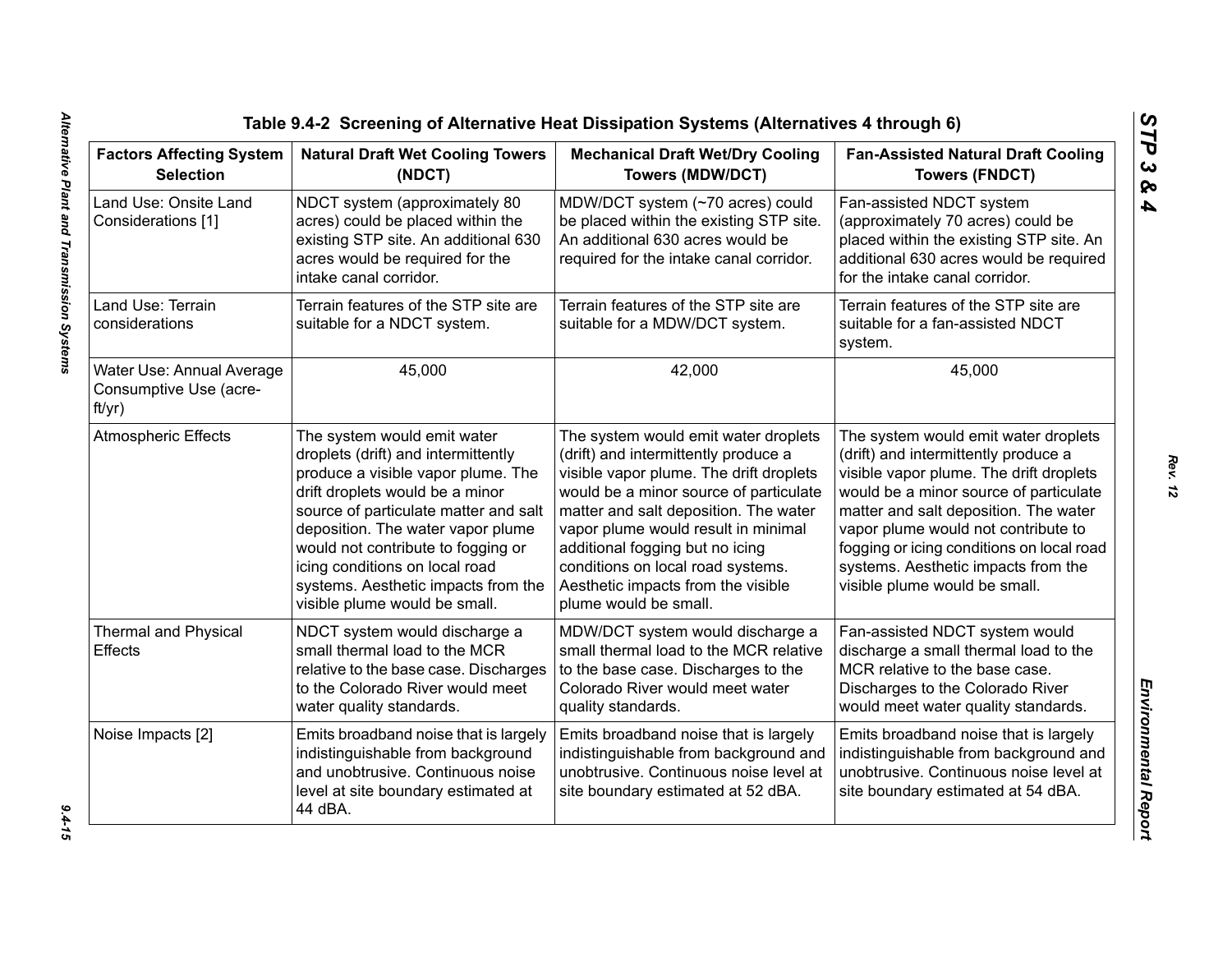**Table 9.4-2 Screening of Alternative Heat Dissipation Systems (Alternatives 4 through 6)**

| Factors Affecting System Selection | Natural Draft Wet Cooling Towers (NDCT) | Mechanical Draft Wet/Dry Cooling Towers (MDW/DCT) | Fan-Assisted Natural Draft Cooling Towers (FNDCT) |
|---|---|---|---|
| Land Use: Onsite Land Considerations [1] | NDCT system (approximately 80 acres) could be placed within the existing STP site. An additional 630 acres would be required for the intake canal corridor. | MDW/DCT system (~70 acres) could be placed within the existing STP site. An additional 630 acres would be required for the intake canal corridor. | Fan-assisted NDCT system (approximately 70 acres) could be placed within the existing STP site. An additional 630 acres would be required for the intake canal corridor. |
| Land Use: Terrain considerations | Terrain features of the STP site are suitable for a NDCT system. | Terrain features of the STP site are suitable for a MDW/DCT system. | Terrain features of the STP site are suitable for a fan-assisted NDCT system. |
| Water Use: Annual Average Consumptive Use (acre-ft/yr) | 45,000 | 42,000 | 45,000 |
| Atmospheric Effects | The system would emit water droplets (drift) and intermittently produce a visible vapor plume. The drift droplets would be a minor source of particulate matter and salt deposition. The water vapor plume would not contribute to fogging or icing conditions on local road systems. Aesthetic impacts from the visible plume would be small. | The system would emit water droplets (drift) and intermittently produce a visible vapor plume. The drift droplets would be a minor source of particulate matter and salt deposition. The water vapor plume would result in minimal additional fogging but no icing conditions on local road systems. Aesthetic impacts from the visible plume would be small. | The system would emit water droplets (drift) and intermittently produce a visible vapor plume. The drift droplets would be a minor source of particulate matter and salt deposition. The water vapor plume would not contribute to fogging or icing conditions on local road systems. Aesthetic impacts from the visible plume would be small. |
| Thermal and Physical Effects | NDCT system would discharge a small thermal load to the MCR relative to the base case. Discharges to the Colorado River would meet water quality standards. | MDW/DCT system would discharge a small thermal load to the MCR relative to the base case. Discharges to the Colorado River would meet water quality standards. | Fan-assisted NDCT system would discharge a small thermal load to the MCR relative to the base case. Discharges to the Colorado River would meet water quality standards. |
| Noise Impacts [2] | Emits broadband noise that is largely indistinguishable from background and unobtrusive. Continuous noise level at site boundary estimated at 44 dBA. | Emits broadband noise that is largely indistinguishable from background and unobtrusive. Continuous noise level at site boundary estimated at 52 dBA. | Emits broadband noise that is largely indistinguishable from background and unobtrusive. Continuous noise level at site boundary estimated at 54 dBA. |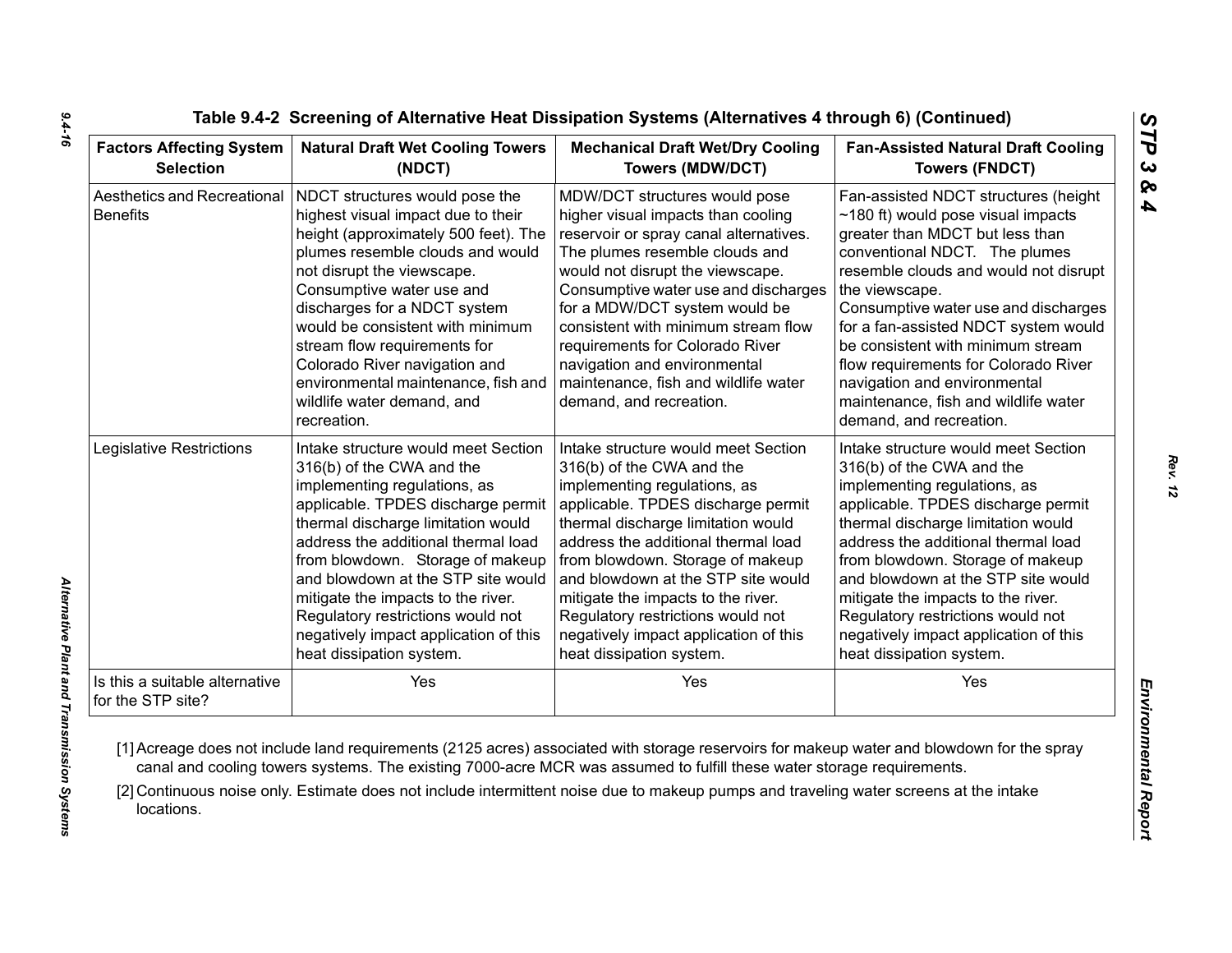Table 9.4-2 Screening of Alternative Heat Dissipation Systems (Alternatives 4 through 6) (Continued)

| Factors Affecting System Selection | Natural Draft Wet Cooling Towers (NDCT) | Mechanical Draft Wet/Dry Cooling Towers (MDW/DCT) | Fan-Assisted Natural Draft Cooling Towers (FNDCT) |
|---|---|---|---|
| Aesthetics and Recreational Benefits | NDCT structures would pose the highest visual impact due to their height (approximately 500 feet). The plumes resemble clouds and would not disrupt the viewscape. Consumptive water use and discharges for a NDCT system would be consistent with minimum stream flow requirements for Colorado River navigation and environmental maintenance, fish and wildlife water demand, and recreation. | MDW/DCT structures would pose higher visual impacts than cooling reservoir or spray canal alternatives. The plumes resemble clouds and would not disrupt the viewscape. Consumptive water use and discharges for a MDW/DCT system would be consistent with minimum stream flow requirements for Colorado River navigation and environmental maintenance, fish and wildlife water demand, and recreation. | Fan-assisted NDCT structures (height ~180 ft) would pose visual impacts greater than MDCT but less than conventional NDCT. The plumes resemble clouds and would not disrupt the viewscape. Consumptive water use and discharges for a fan-assisted NDCT system would be consistent with minimum stream flow requirements for Colorado River navigation and environmental maintenance, fish and wildlife water demand, and recreation. |
| Legislative Restrictions | Intake structure would meet Section 316(b) of the CWA and the implementing regulations, as applicable. TPDES discharge permit thermal discharge limitation would address the additional thermal load from blowdown. Storage of makeup and blowdown at the STP site would mitigate the impacts to the river. Regulatory restrictions would not negatively impact application of this heat dissipation system. | Intake structure would meet Section 316(b) of the CWA and the implementing regulations, as applicable. TPDES discharge permit thermal discharge limitation would address the additional thermal load from blowdown. Storage of makeup and blowdown at the STP site would mitigate the impacts to the river. Regulatory restrictions would not negatively impact application of this heat dissipation system. | Intake structure would meet Section 316(b) of the CWA and the implementing regulations, as applicable. TPDES discharge permit thermal discharge limitation would address the additional thermal load from blowdown. Storage of makeup and blowdown at the STP site would mitigate the impacts to the river. Regulatory restrictions would not negatively impact application of this heat dissipation system. |
| Is this a suitable alternative for the STP site? | Yes | Yes | Yes |

[1] Acreage does not include land requirements (2125 acres) associated with storage reservoirs for makeup water and blowdown for the spray canal and cooling towers systems. The existing 7000-acre MCR was assumed to fulfill these water storage requirements.

[2] Continuous noise only. Estimate does not include intermittent noise due to makeup pumps and traveling water screens at the intake locations.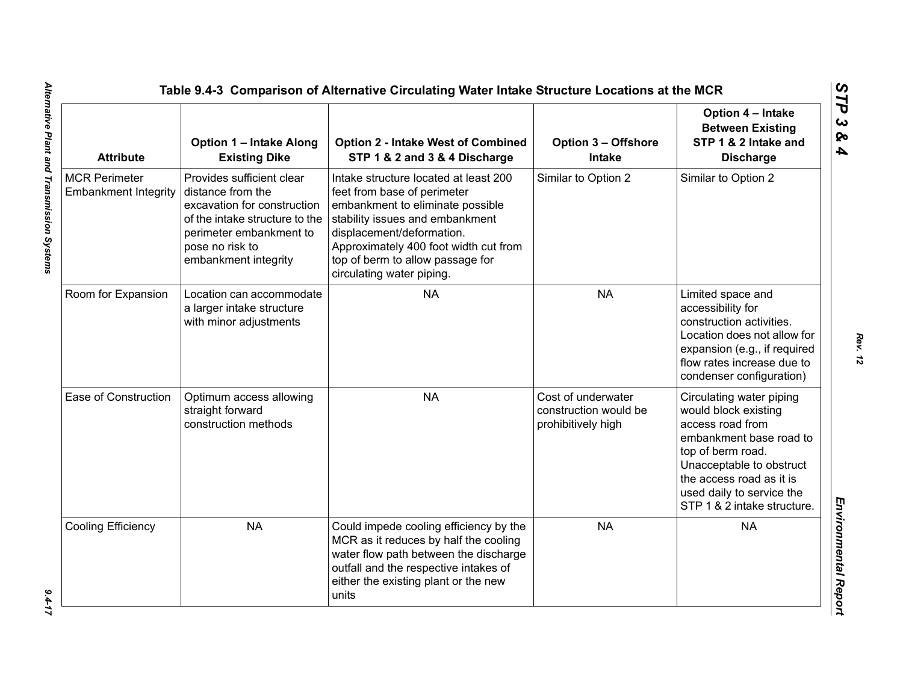### Table 9.4-3 Comparison of Alternative Circulating Water Intake Structure Locations at the MCR

| Attribute | Option 1 – Intake Along Existing Dike | Option 2 - Intake West of Combined STP 1 & 2 and 3 & 4 Discharge | Option 3 – Offshore Intake | Option 4 – Intake Between Existing STP 1 & 2 Intake and Discharge |
|---|---|---|---|---|
| MCR Perimeter Embankment Integrity | Provides sufficient clear distance from the excavation for construction of the intake structure to the perimeter embankment to pose no risk to embankment integrity | Intake structure located at least 200 feet from base of perimeter embankment to eliminate possible stability issues and embankment displacement/deformation. Approximately 400 foot width cut from top of berm to allow passage for circulating water piping. | Similar to Option 2 | Similar to Option 2 |
| Room for Expansion | Location can accommodate a larger intake structure with minor adjustments | NA | NA | Limited space and accessibility for construction activities. Location does not allow for expansion (e.g., if required flow rates increase due to condenser configuration) |
| Ease of Construction | Optimum access allowing straight forward construction methods | NA | Cost of underwater construction would be prohibitively high | Circulating water piping would block existing access road from embankment base road to top of berm road. Unacceptable to obstruct the access road as it is used daily to service the STP 1 & 2 intake structure. |
| Cooling Efficiency | NA | Could impede cooling efficiency by the MCR as it reduces by half the cooling water flow path between the discharge outfall and the respective intakes of either the existing plant or the new units | NA | NA |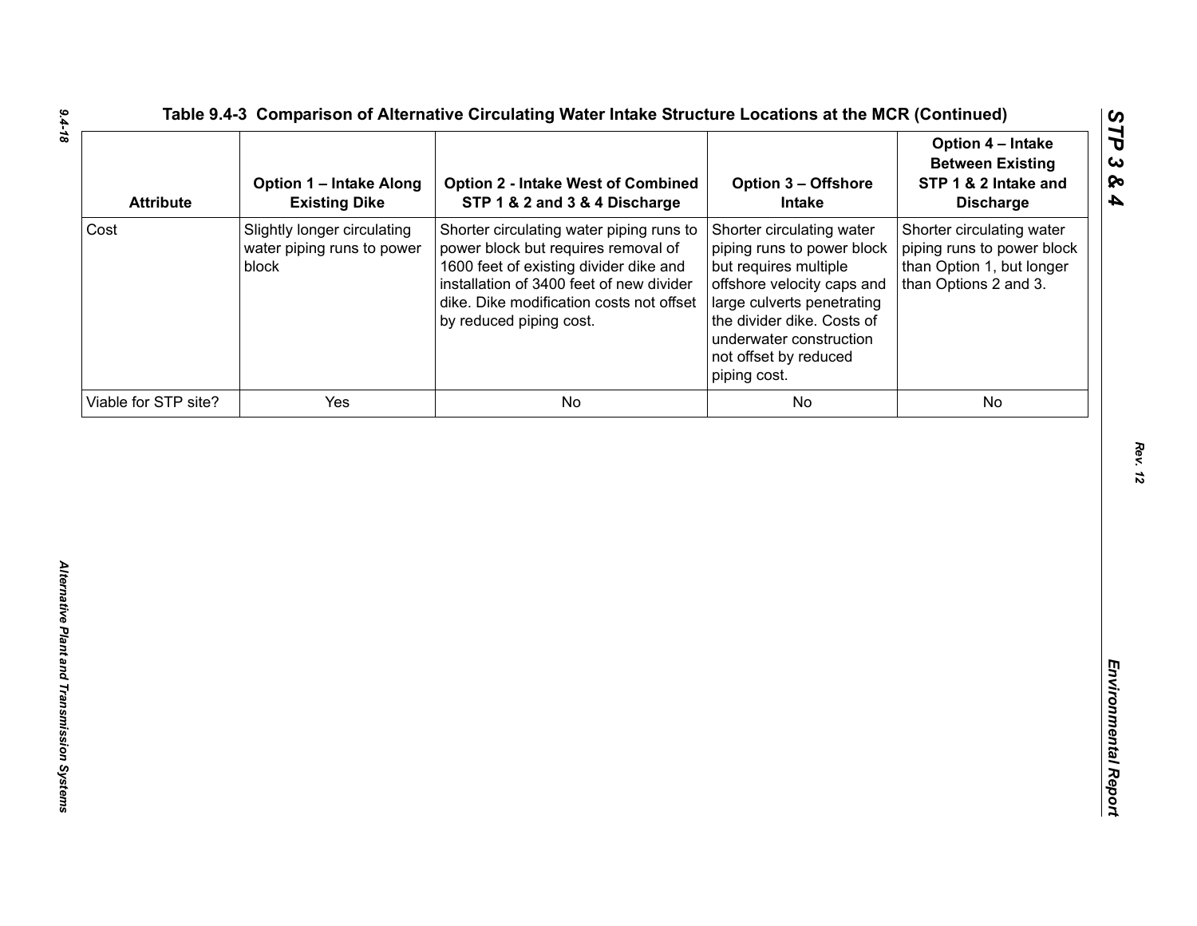**Table 9.4-3 Comparison of Alternative Circulating Water Intake Structure Locations at the MCR (Continued)**

| Attribute | Option 1 – Intake Along Existing Dike | Option 2 - Intake West of Combined STP 1 & 2 and 3 & 4 Discharge | Option 3 – Offshore Intake | Option 4 – Intake Between Existing STP 1 & 2 Intake and Discharge |
|---|---|---|---|---|
| Cost | Slightly longer circulating water piping runs to power block | Shorter circulating water piping runs to power block but requires removal of 1600 feet of existing divider dike and installation of 3400 feet of new divider dike. Dike modification costs not offset by reduced piping cost. | Shorter circulating water piping runs to power block but requires multiple offshore velocity caps and large culverts penetrating the divider dike. Costs of underwater construction not offset by reduced piping cost. | Shorter circulating water piping runs to power block than Option 1, but longer than Options 2 and 3. |
| Viable for STP site? | Yes | No | No | No |